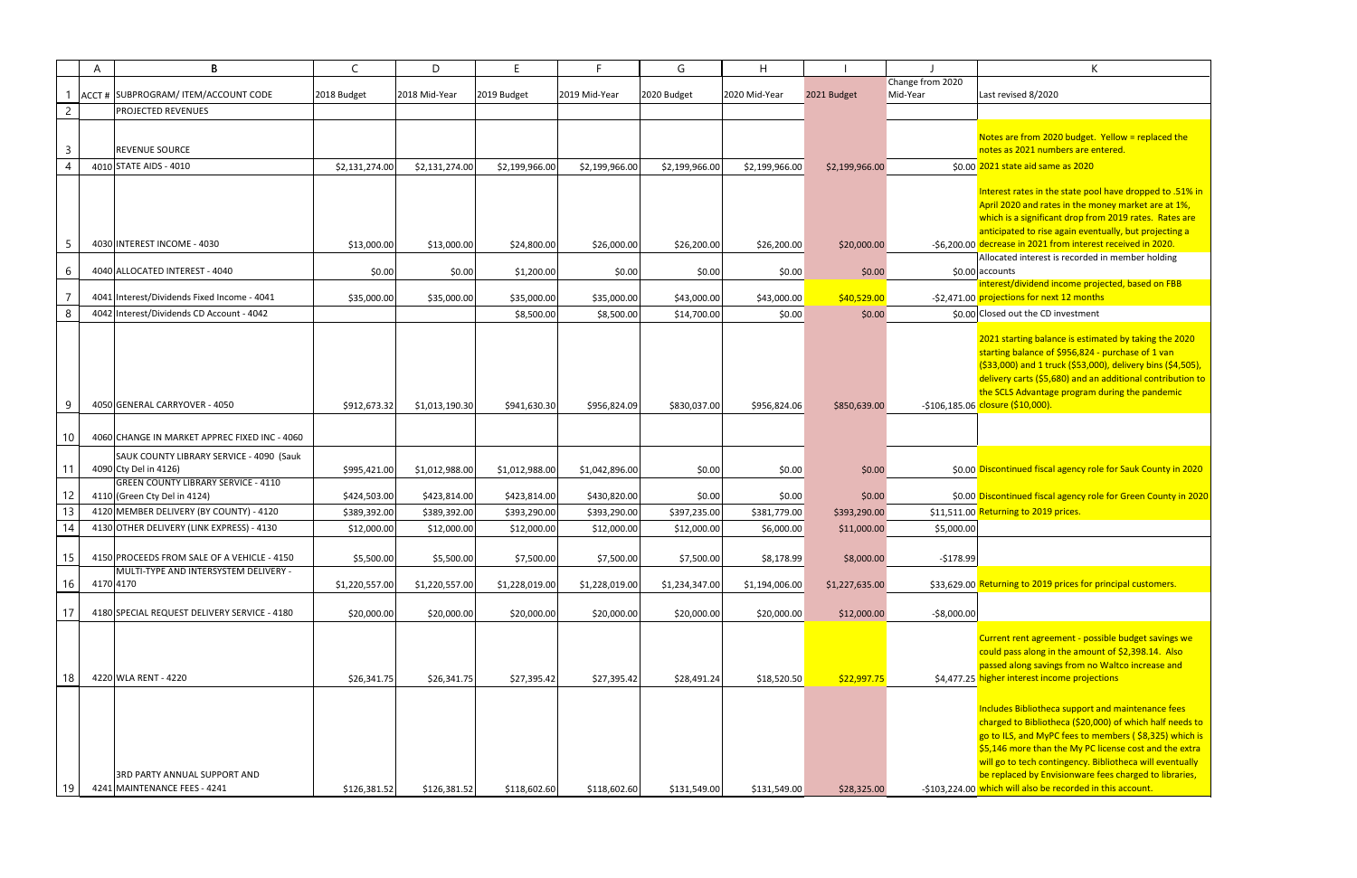| | A | B | C | D | E | F | G | H | I | J | K |
|---|---|---|---|---|---|---|---|---|---|---|---|
| 1 | ACCT # | SUBPROGRAM/ ITEM/ACCOUNT CODE | 2018 Budget | 2018 Mid-Year | 2019 Budget | 2019 Mid-Year | 2020 Budget | 2020 Mid-Year | 2021 Budget | Change from 2020 Mid-Year | Last revised 8/2020 |
| 2 | | PROJECTED REVENUES | | | | | | | | | |
| 3 | | REVENUE SOURCE | | | | | | | | | Notes are from 2020 budget. Yellow = replaced the notes as 2021 numbers are entered. |
| 4 | 4010 | STATE AIDS - 4010 | $2,131,274.00 | $2,131,274.00 | $2,199,966.00 | $2,199,966.00 | $2,199,966.00 | $2,199,966.00 | $2,199,966.00 | $0.00 | 2021 state aid same as 2020 |
| 5 | 4030 | INTEREST INCOME - 4030 | $13,000.00 | $13,000.00 | $24,800.00 | $26,000.00 | $26,200.00 | $26,200.00 | $20,000.00 | -$6,200.00 | Interest rates in the state pool have dropped to .51% in April 2020 and rates in the money market are at 1%, which is a significant drop from 2019 rates. Rates are anticipated to rise again eventually, but projecting a decrease in 2021 from interest received in 2020. |
| 6 | 4040 | ALLOCATED INTEREST - 4040 | $0.00 | $0.00 | $1,200.00 | $0.00 | $0.00 | $0.00 | $0.00 | $0.00 | Allocated interest is recorded in member holding accounts |
| 7 | 4041 | Interest/Dividends Fixed Income - 4041 | $35,000.00 | $35,000.00 | $35,000.00 | $35,000.00 | $43,000.00 | $43,000.00 | $40,529.00 | -$2,471.00 | interest/dividend income projected, based on FBB projections for next 12 months |
| 8 | 4042 | Interest/Dividends CD Account - 4042 | | | $8,500.00 | $8,500.00 | $14,700.00 | $0.00 | $0.00 | $0.00 | Closed out the CD investment |
| 9 | 4050 | GENERAL CARRYOVER - 4050 | $912,673.32 | $1,013,190.30 | $941,630.30 | $956,824.09 | $830,037.00 | $956,824.06 | $850,639.00 | -$106,185.06 | 2021 starting balance is estimated by taking the 2020 starting balance of $956,824 - purchase of 1 van ($33,000) and 1 truck ($53,000), delivery bins ($4,505), delivery carts ($5,680) and an additional contribution to the SCLS Advantage program during the pandemic closure ($10,000). |
| 10 | 4060 | CHANGE IN MARKET APPREC FIXED INC - 4060 | | | | | | | | | |
| 11 | 4090 | SAUK COUNTY LIBRARY SERVICE - 4090 (Sauk Cty Del in 4126) | $995,421.00 | $1,012,988.00 | $1,012,988.00 | $1,042,896.00 | $0.00 | $0.00 | $0.00 | $0.00 | Discontinued fiscal agency role for Sauk County in 2020 |
| 12 | 4110 | GREEN COUNTY LIBRARY SERVICE - 4110 (Green Cty Del in 4124) | $424,503.00 | $423,814.00 | $423,814.00 | $430,820.00 | $0.00 | $0.00 | $0.00 | $0.00 | Discontinued fiscal agency role for Green County in 2020 |
| 13 | 4120 | MEMBER DELIVERY (BY COUNTY) - 4120 | $389,392.00 | $389,392.00 | $393,290.00 | $393,290.00 | $397,235.00 | $381,779.00 | $393,290.00 | $11,511.00 | Returning to 2019 prices. |
| 14 | 4130 | OTHER DELIVERY (LINK EXPRESS) - 4130 | $12,000.00 | $12,000.00 | $12,000.00 | $12,000.00 | $12,000.00 | $6,000.00 | $11,000.00 | $5,000.00 | |
| 15 | 4150 | PROCEEDS FROM SALE OF A VEHICLE - 4150 | $5,500.00 | $5,500.00 | $7,500.00 | $7,500.00 | $7,500.00 | $8,178.99 | $8,000.00 | -$178.99 | |
| 16 | 4170 | MULTI-TYPE AND INTERSYSTEM DELIVERY - 4170 | $1,220,557.00 | $1,220,557.00 | $1,228,019.00 | $1,228,019.00 | $1,234,347.00 | $1,194,006.00 | $1,227,635.00 | $33,629.00 | Returning to 2019 prices for principal customers. |
| 17 | 4180 | SPECIAL REQUEST DELIVERY SERVICE - 4180 | $20,000.00 | $20,000.00 | $20,000.00 | $20,000.00 | $20,000.00 | $20,000.00 | $12,000.00 | -$8,000.00 | |
| 18 | 4220 | WLA RENT - 4220 | $26,341.75 | $26,341.75 | $27,395.42 | $27,395.42 | $28,491.24 | $18,520.50 | $22,997.75 | $4,477.25 | Current rent agreement - possible budget savings we could pass along in the amount of $2,398.14. Also passed along savings from no Waltco increase and higher interest income projections |
| 19 | 4241 | 3RD PARTY ANNUAL SUPPORT AND MAINTENANCE FEES - 4241 | $126,381.52 | $126,381.52 | $118,602.60 | $118,602.60 | $131,549.00 | $131,549.00 | $28,325.00 | -$103,224.00 | Includes Bibliotheca support and maintenance fees charged to Bibliotheca ($20,000) of which half needs to go to ILS, and MyPC fees to members ( $8,325) which is $5,146 more than the My PC license cost and the extra will go to tech contingency. Bibliotheca will eventually be replaced by Envisionware fees charged to libraries, which will also be recorded in this account. |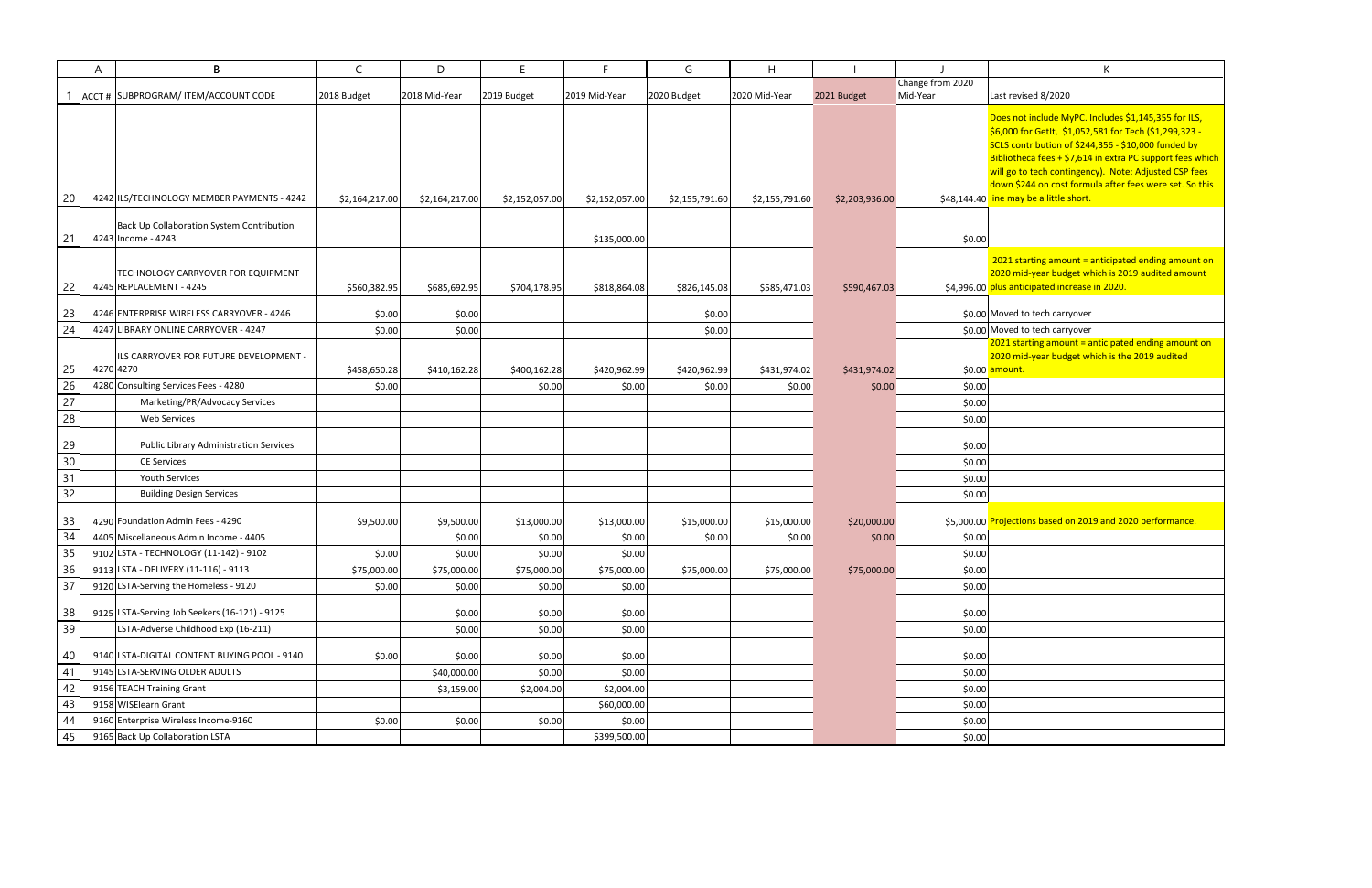| | A | B | C | D | E | F | G | H | I | J | K |
|---|---|---|---|---|---|---|---|---|---|---|---|
| 1 | ACCT # | SUBPROGRAM/ ITEM/ACCOUNT CODE | 2018 Budget | 2018 Mid-Year | 2019 Budget | 2019 Mid-Year | 2020 Budget | 2020 Mid-Year | 2021 Budget | Change from 2020 Mid-Year | Last revised 8/2020 |
| 20 | 4242 | ILS/TECHNOLOGY MEMBER PAYMENTS - 4242 | $2,164,217.00 | $2,164,217.00 | $2,152,057.00 | $2,152,057.00 | $2,155,791.60 | $2,155,791.60 | $2,203,936.00 | $48,144.40 | Does not include MyPC. Includes $1,145,355 for ILS, $6,000 for GetIt, $1,052,581 for Tech ($1,299,323 - SCLS contribution of $244,356 - $10,000 funded by Bibliotheca fees + $7,614 in extra PC support fees which will go to tech contingency). Note: Adjusted CSP fees down $244 on cost formula after fees were set. So this line may be a little short. |
| 21 | 4243 | Back Up Collaboration System Contribution Income - 4243 | | | | $135,000.00 | | | | $0.00 | |
| 22 | 4245 | TECHNOLOGY CARRYOVER FOR EQUIPMENT REPLACEMENT - 4245 | $560,382.95 | $685,692.95 | $704,178.95 | $818,864.08 | $826,145.08 | $585,471.03 | $590,467.03 | $4,996.00 | 2021 starting amount = anticipated ending amount on 2020 mid-year budget which is 2019 audited amount plus anticipated increase in 2020. |
| 23 | 4246 | ENTERPRISE WIRELESS CARRYOVER - 4246 | $0.00 | $0.00 | | | $0.00 | | | $0.00 | Moved to tech carryover |
| 24 | 4247 | LIBRARY ONLINE CARRYOVER - 4247 | $0.00 | $0.00 | | | $0.00 | | | $0.00 | Moved to tech carryover |
| 25 | 4270 | ILS CARRYOVER FOR FUTURE DEVELOPMENT - 4270 | $458,650.28 | $410,162.28 | $400,162.28 | $420,962.99 | $420,962.99 | $431,974.02 | $431,974.02 | $0.00 | 2021 starting amount = anticipated ending amount on 2020 mid-year budget which is the 2019 audited amount. |
| 26 | 4280 | Consulting Services Fees - 4280 | $0.00 | | $0.00 | $0.00 | $0.00 | $0.00 | $0.00 | $0.00 | |
| 27 | | Marketing/PR/Advocacy Services | | | | | | | | $0.00 | |
| 28 | | Web Services | | | | | | | | $0.00 | |
| 29 | | Public Library Administration Services | | | | | | | | $0.00 | |
| 30 | | CE Services | | | | | | | | $0.00 | |
| 31 | | Youth Services | | | | | | | | $0.00 | |
| 32 | | Building Design Services | | | | | | | | $0.00 | |
| 33 | 4290 | Foundation Admin Fees - 4290 | $9,500.00 | $9,500.00 | $13,000.00 | $13,000.00 | $15,000.00 | $15,000.00 | $20,000.00 | $5,000.00 | Projections based on 2019 and 2020 performance. |
| 34 | 4405 | Miscellaneous Admin Income - 4405 | | $0.00 | $0.00 | $0.00 | $0.00 | $0.00 | $0.00 | $0.00 | |
| 35 | 9102 | LSTA - TECHNOLOGY (11-142) - 9102 | $0.00 | $0.00 | $0.00 | $0.00 | | | | $0.00 | |
| 36 | 9113 | LSTA - DELIVERY (11-116) - 9113 | $75,000.00 | $75,000.00 | $75,000.00 | $75,000.00 | $75,000.00 | $75,000.00 | $75,000.00 | $0.00 | |
| 37 | 9120 | LSTA-Serving the Homeless - 9120 | $0.00 | $0.00 | $0.00 | $0.00 | | | | $0.00 | |
| 38 | 9125 | LSTA-Serving Job Seekers (16-121) - 9125 | | $0.00 | $0.00 | $0.00 | | | | $0.00 | |
| 39 | | LSTA-Adverse Childhood Exp (16-211) | | $0.00 | $0.00 | $0.00 | | | | $0.00 | |
| 40 | 9140 | LSTA-DIGITAL CONTENT BUYING POOL - 9140 | $0.00 | $0.00 | $0.00 | $0.00 | | | | $0.00 | |
| 41 | 9145 | LSTA-SERVING OLDER ADULTS | | $40,000.00 | $0.00 | $0.00 | | | | $0.00 | |
| 42 | 9156 | TEACH Training Grant | | $3,159.00 | $2,004.00 | $2,004.00 | | | | $0.00 | |
| 43 | 9158 | WISElearn Grant | | | | $60,000.00 | | | | $0.00 | |
| 44 | 9160 | Enterprise Wireless Income-9160 | $0.00 | $0.00 | $0.00 | $0.00 | | | | $0.00 | |
| 45 | 9165 | Back Up Collaboration LSTA | | | | $399,500.00 | | | | $0.00 | |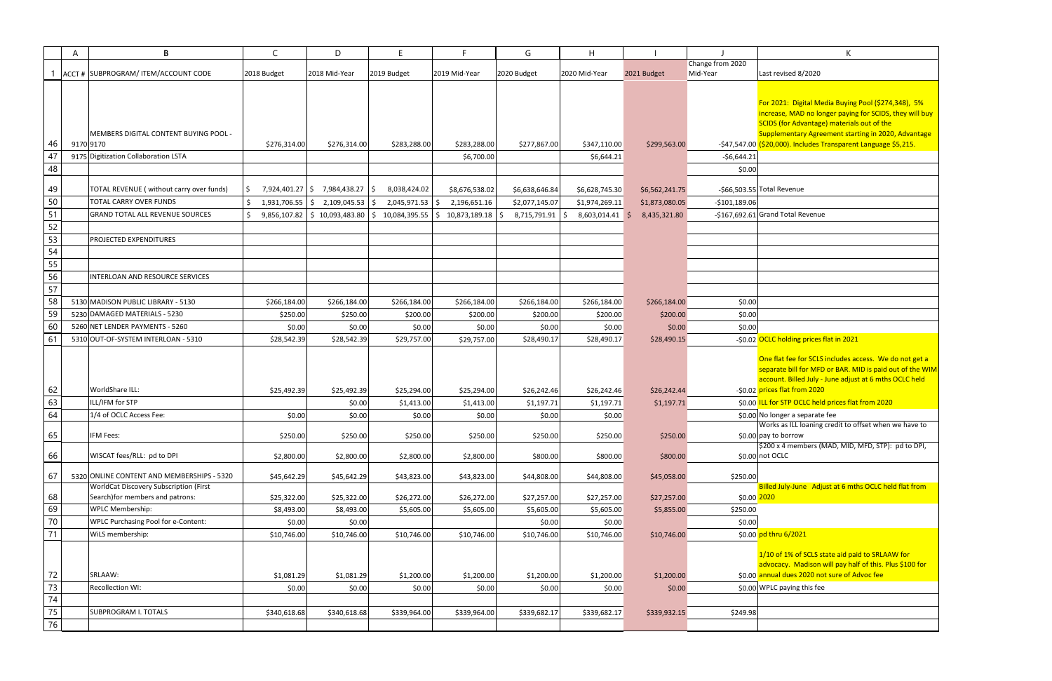| | A | B | C | D | E | F | G | H | I | J | K |
|---|---|---|---|---|---|---|---|---|---|---|---|
| 1 | ACCT # | SUBPROGRAM/ ITEM/ACCOUNT CODE | 2018 Budget | 2018 Mid-Year | 2019 Budget | 2019 Mid-Year | 2020 Budget | 2020 Mid-Year | 2021 Budget | Change from 2020 Mid-Year | Last revised 8/2020 |
| 46 | 9170 | 9170 MEMBERS DIGITAL CONTENT BUYING POOL - | $276,314.00 | $276,314.00 | $283,288.00 | $283,288.00 | $277,867.00 | $347,110.00 | $299,563.00 | -$47,547.00 | For 2021: Digital Media Buying Pool ($274,348), 5% increase, MAD no longer paying for SCIDS, they will buy SCIDS (for Advantage) materials out of the Supplementary Agreement starting in 2020, Advantage ($20,000). Includes Transparent Language $5,215. |
| 47 | | 9175 Digitization Collaboration LSTA | | | | $6,700.00 | | $6,644.21 | | -$6,644.21 | |
| 48 | | | | | | | | | | $0.00 | |
| 49 | | TOTAL REVENUE ( without carry over funds) | $ 7,924,401.27 | $ 7,984,438.27 | $ 8,038,424.02 | $8,676,538.02 | $6,638,646.84 | $6,628,745.30 | $6,562,241.75 | -$66,503.55 | Total Revenue |
| 50 | | TOTAL CARRY OVER FUNDS | $ 1,931,706.55 | $ 2,109,045.53 | $ 2,045,971.53 | $ 2,196,651.16 | $2,077,145.07 | $1,974,269.11 | $1,873,080.05 | -$101,189.06 | |
| 51 | | GRAND TOTAL ALL REVENUE SOURCES | $ 9,856,107.82 | $ 10,093,483.80 | $ 10,084,395.55 | $ 10,873,189.18 | $ 8,715,791.91 | $ 8,603,014.41 | $ 8,435,321.80 | -$167,692.61 | Grand Total Revenue |
| 52 | | | | | | | | | | | |
| 53 | | PROJECTED EXPENDITURES | | | | | | | | | |
| 54 | | | | | | | | | | | |
| 55 | | | | | | | | | | | |
| 56 | | INTERLOAN AND RESOURCE SERVICES | | | | | | | | | |
| 57 | | | | | | | | | | | |
| 58 | | 5130 MADISON PUBLIC LIBRARY - 5130 | $266,184.00 | $266,184.00 | $266,184.00 | $266,184.00 | $266,184.00 | $266,184.00 | $266,184.00 | $0.00 | |
| 59 | | 5230 DAMAGED MATERIALS - 5230 | $250.00 | $250.00 | $200.00 | $200.00 | $200.00 | $200.00 | $200.00 | $0.00 | |
| 60 | | 5260 NET LENDER PAYMENTS - 5260 | $0.00 | $0.00 | $0.00 | $0.00 | $0.00 | $0.00 | $0.00 | $0.00 | |
| 61 | | 5310 OUT-OF-SYSTEM INTERLOAN - 5310 | $28,542.39 | $28,542.39 | $29,757.00 | $29,757.00 | $28,490.17 | $28,490.17 | $28,490.15 | -$0.02 | OCLC holding prices flat in 2021 |
| 62 | | WorldShare ILL: | $25,492.39 | $25,492.39 | $25,294.00 | $25,294.00 | $26,242.46 | $26,242.46 | $26,242.44 | -$0.02 | One flat fee for SCLS includes access. We do not get a separate bill for MFD or BAR. MID is paid out of the WIM account. Billed July - June adjust at 6 mths OCLC held prices flat from 2020 |
| 63 | | ILL/IFM for STP | | $0.00 | $1,413.00 | $1,413.00 | $1,197.71 | $1,197.71 | $1,197.71 | $0.00 | ILL for STP OCLC held prices flat from 2020 |
| 64 | | 1/4 of OCLC Access Fee: | $0.00 | $0.00 | $0.00 | $0.00 | $0.00 | $0.00 | | $0.00 | No longer a separate fee |
| 65 | | IFM Fees: | $250.00 | $250.00 | $250.00 | $250.00 | $250.00 | $250.00 | $250.00 | $0.00 | Works as ILL loaning credit to offset when we have to pay to borrow |
| 66 | | WISCAT fees/RLL: pd to DPI | $2,800.00 | $2,800.00 | $2,800.00 | $2,800.00 | $800.00 | $800.00 | $800.00 | $0.00 | $200 x 4 members (MAD, MID, MFD, STP): pd to DPI, not OCLC |
| 67 | | 5320 ONLINE CONTENT AND MEMBERSHIPS - 5320 | $45,642.29 | $45,642.29 | $43,823.00 | $43,823.00 | $44,808.00 | $44,808.00 | $45,058.00 | $250.00 | |
| 68 | | WorldCat Discovery Subscription (First Search)for members and patrons: | $25,322.00 | $25,322.00 | $26,272.00 | $26,272.00 | $27,257.00 | $27,257.00 | $27,257.00 | $0.00 | Billed July-June Adjust at 6 mths OCLC held flat from 2020 |
| 69 | | WPLC Membership: | $8,493.00 | $8,493.00 | $5,605.00 | $5,605.00 | $5,605.00 | $5,605.00 | $5,855.00 | $250.00 | |
| 70 | | WPLC Purchasing Pool for e-Content: | $0.00 | $0.00 | | | $0.00 | $0.00 | | $0.00 | |
| 71 | | WiLS membership: | $10,746.00 | $10,746.00 | $10,746.00 | $10,746.00 | $10,746.00 | $10,746.00 | $10,746.00 | $0.00 | pd thru 6/2021 |
| 72 | | SRLAAW: | $1,081.29 | $1,081.29 | $1,200.00 | $1,200.00 | $1,200.00 | $1,200.00 | $1,200.00 | $0.00 | 1/10 of 1% of SCLS state aid paid to SRLAAW for advocacy. Madison will pay half of this. Plus $100 for annual dues 2020 not sure of Advoc fee |
| 73 | | Recollection WI: | $0.00 | $0.00 | $0.00 | $0.00 | $0.00 | $0.00 | $0.00 | $0.00 | WPLC paying this fee |
| 74 | | | | | | | | | | | |
| 75 | | SUBPROGRAM I. TOTALS | $340,618.68 | $340,618.68 | $339,964.00 | $339,964.00 | $339,682.17 | $339,682.17 | $339,932.15 | $249.98 | |
| 76 | | | | | | | | | | | |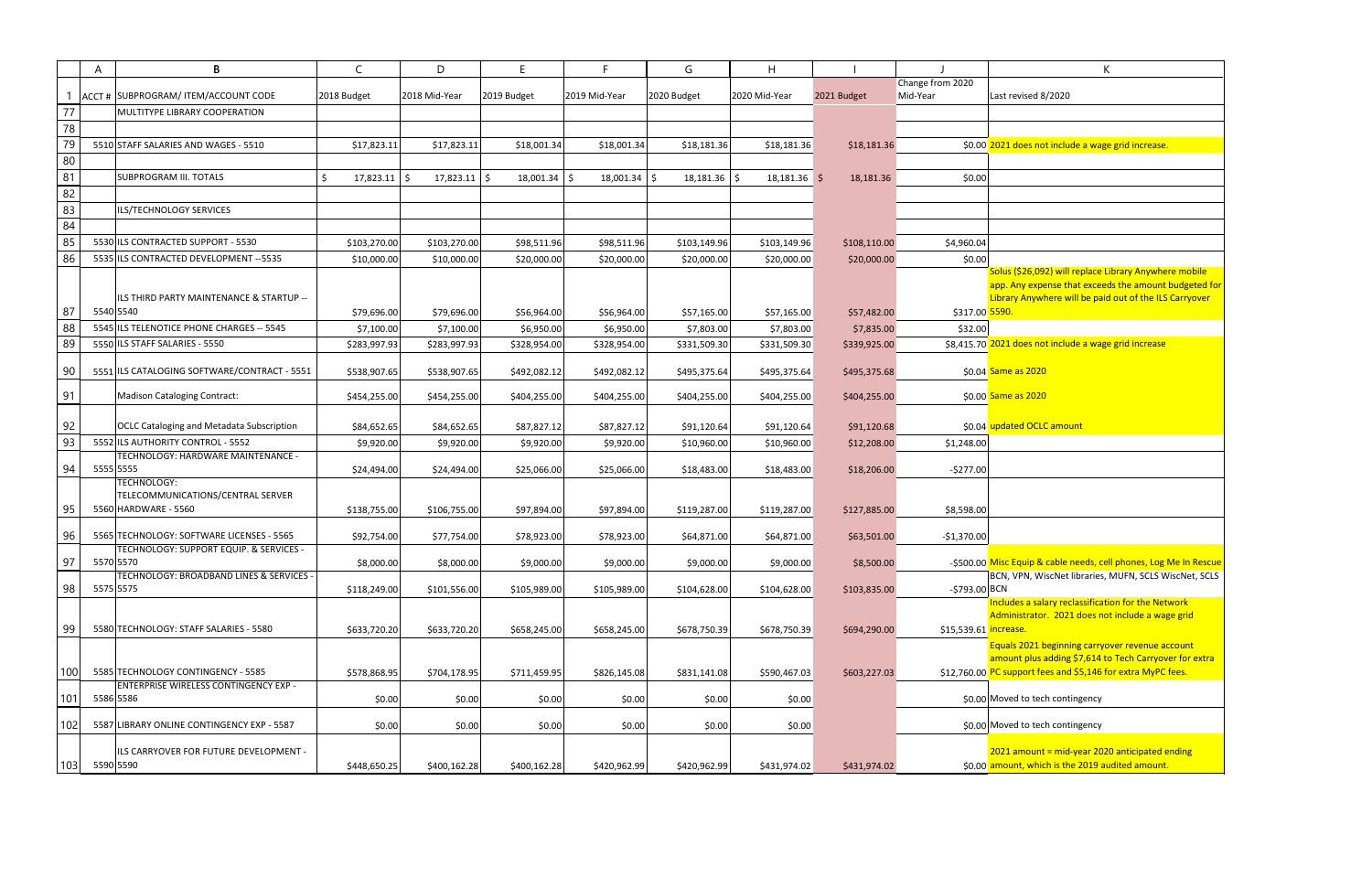| | A | B | C | D | E | F | G | H | I | J | K |
|---|---|---|---|---|---|---|---|---|---|---|---|
| 1 | ACCT # | SUBPROGRAM/ ITEM/ACCOUNT CODE | 2018 Budget | 2018 Mid-Year | 2019 Budget | 2019 Mid-Year | 2020 Budget | 2020 Mid-Year | 2021 Budget | Change from 2020 Mid-Year | Last revised 8/2020 |
| 77 | | MULTITYPE LIBRARY COOPERATION | | | | | | | | | |
| 78 | | | | | | | | | | | |
| 79 | 5510 | STAFF SALARIES AND WAGES - 5510 | $17,823.11 | $17,823.11 | $18,001.34 | $18,001.34 | $18,181.36 | $18,181.36 | $18,181.36 | $0.00 | 2021 does not include a wage grid increase. |
| 80 | | | | | | | | | | | |
| 81 | | SUBPROGRAM III. TOTALS | $ 17,823.11 | $ 17,823.11 | $ 18,001.34 | $ 18,001.34 | $ 18,181.36 | $ 18,181.36 | $ 18,181.36 | $0.00 | |
| 82 | | | | | | | | | | | |
| 83 | | ILS/TECHNOLOGY SERVICES | | | | | | | | | |
| 84 | | | | | | | | | | | |
| 85 | 5530 | ILS CONTRACTED SUPPORT - 5530 | $103,270.00 | $103,270.00 | $98,511.96 | $98,511.96 | $103,149.96 | $103,149.96 | $108,110.00 | $4,960.04 | |
| 86 | 5535 | ILS CONTRACTED DEVELOPMENT --5535 | $10,000.00 | $10,000.00 | $20,000.00 | $20,000.00 | $20,000.00 | $20,000.00 | $20,000.00 | $0.00 | |
| 87 | 5540 | ILS THIRD PARTY MAINTENANCE & STARTUP -- 5540 | $79,696.00 | $79,696.00 | $56,964.00 | $56,964.00 | $57,165.00 | $57,165.00 | $57,482.00 | $317.00 | Solus ($26,092) will replace Library Anywhere mobile app. Any expense that exceeds the amount budgeted for Library Anywhere will be paid out of the ILS Carryover 5590. |
| 88 | 5545 | ILS TELENOTICE PHONE CHARGES -- 5545 | $7,100.00 | $7,100.00 | $6,950.00 | $6,950.00 | $7,803.00 | $7,803.00 | $7,835.00 | $32.00 | |
| 89 | 5550 | ILS STAFF SALARIES - 5550 | $283,997.93 | $283,997.93 | $328,954.00 | $328,954.00 | $331,509.30 | $331,509.30 | $339,925.00 | $8,415.70 | 2021 does not include a wage grid increase |
| 90 | 5551 | ILS CATALOGING SOFTWARE/CONTRACT - 5551 | $538,907.65 | $538,907.65 | $492,082.12 | $492,082.12 | $495,375.64 | $495,375.64 | $495,375.68 | $0.04 | Same as 2020 |
| 91 | | Madison Cataloging Contract: | $454,255.00 | $454,255.00 | $404,255.00 | $404,255.00 | $404,255.00 | $404,255.00 | $404,255.00 | $0.00 | Same as 2020 |
| 92 | | OCLC Cataloging and Metadata Subscription | $84,652.65 | $84,652.65 | $87,827.12 | $87,827.12 | $91,120.64 | $91,120.64 | $91,120.68 | $0.04 | updated OCLC amount |
| 93 | 5552 | ILS AUTHORITY CONTROL - 5552 | $9,920.00 | $9,920.00 | $9,920.00 | $9,920.00 | $10,960.00 | $10,960.00 | $12,208.00 | $1,248.00 | |
| 94 | 5555 | TECHNOLOGY: HARDWARE MAINTENANCE - 5555 | $24,494.00 | $24,494.00 | $25,066.00 | $25,066.00 | $18,483.00 | $18,483.00 | $18,206.00 | -$277.00 | |
| 95 | 5560 | TECHNOLOGY: TELECOMMUNICATIONS/CENTRAL SERVER HARDWARE - 5560 | $138,755.00 | $106,755.00 | $97,894.00 | $97,894.00 | $119,287.00 | $119,287.00 | $127,885.00 | $8,598.00 | |
| 96 | 5565 | TECHNOLOGY: SOFTWARE LICENSES - 5565 | $92,754.00 | $77,754.00 | $78,923.00 | $78,923.00 | $64,871.00 | $64,871.00 | $63,501.00 | -$1,370.00 | |
| 97 | 5570 | TECHNOLOGY: SUPPORT EQUIP. & SERVICES - 5570 | $8,000.00 | $8,000.00 | $9,000.00 | $9,000.00 | $9,000.00 | $9,000.00 | $8,500.00 | -$500.00 | Misc Equip & cable needs, cell phones, Log Me In Rescue |
| 98 | 5575 | TECHNOLOGY: BROADBAND LINES & SERVICES - 5575 | $118,249.00 | $101,556.00 | $105,989.00 | $105,989.00 | $104,628.00 | $104,628.00 | $103,835.00 | -$793.00 | BCN, VPN, WiscNet libraries, MUFN, SCLS WiscNet, SCLS BCN |
| 99 | 5580 | TECHNOLOGY: STAFF SALARIES - 5580 | $633,720.20 | $633,720.20 | $658,245.00 | $658,245.00 | $678,750.39 | $678,750.39 | $694,290.00 | $15,539.61 | Includes a salary reclassification for the Network Administrator. 2021 does not include a wage grid increase. |
| 100 | 5585 | TECHNOLOGY CONTINGENCY - 5585 | $578,868.95 | $704,178.95 | $711,459.95 | $826,145.08 | $831,141.08 | $590,467.03 | $603,227.03 | $12,760.00 | Equals 2021 beginning carryover revenue account amount plus adding $7,614 to Tech Carryover for extra PC support fees and $5,146 for extra MyPC fees. |
| 101 | 5586 | ENTERPRISE WIRELESS CONTINGENCY EXP - 5586 | $0.00 | $0.00 | $0.00 | $0.00 | $0.00 | $0.00 | | $0.00 | Moved to tech contingency |
| 102 | 5587 | LIBRARY ONLINE CONTINGENCY EXP - 5587 | $0.00 | $0.00 | $0.00 | $0.00 | $0.00 | $0.00 | | $0.00 | Moved to tech contingency |
| 103 | 5590 | ILS CARRYOVER FOR FUTURE DEVELOPMENT - 5590 | $448,650.25 | $400,162.28 | $400,162.28 | $420,962.99 | $420,962.99 | $431,974.02 | $431,974.02 | $0.00 | 2021 amount = mid-year 2020 anticipated ending amount, which is the 2019 audited amount. |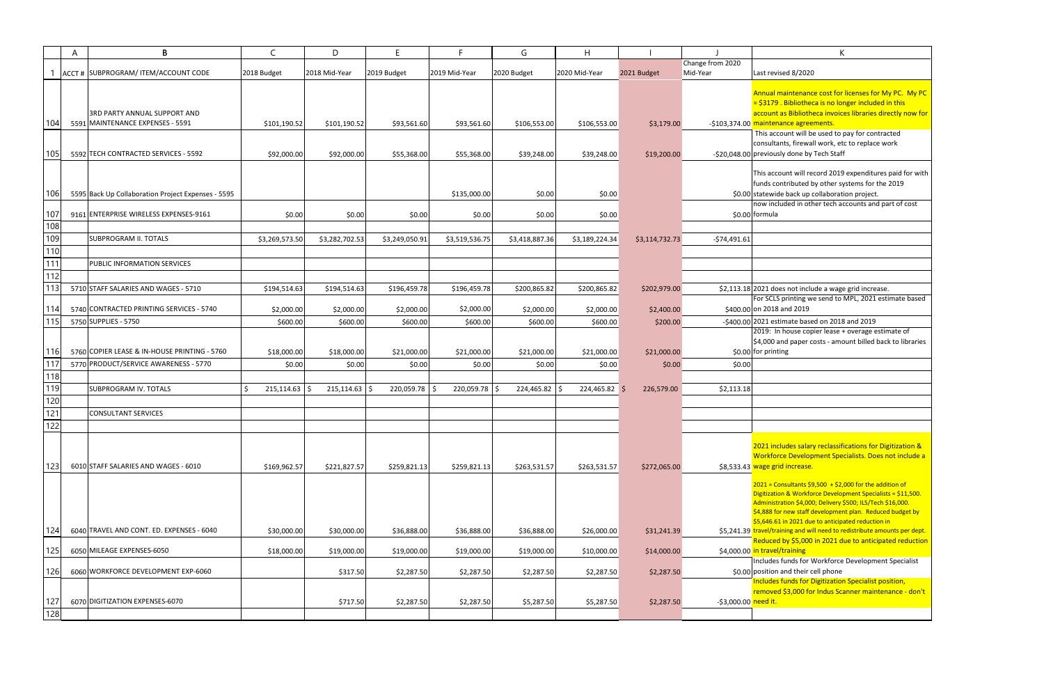| | A | B | C | D | E | F | G | H | I | J | K |
|---|---|---|---|---|---|---|---|---|---|---|---|
| 1 | ACCT # | SUBPROGRAM/ ITEM/ACCOUNT CODE | 2018 Budget | 2018 Mid-Year | 2019 Budget | 2019 Mid-Year | 2020 Budget | 2020 Mid-Year | 2021 Budget | Change from 2020 Mid-Year | Last revised 8/2020 |
| 104 | 5591 | 3RD PARTY ANNUAL SUPPORT AND MAINTENANCE EXPENSES - 5591 | $101,190.52 | $101,190.52 | $93,561.60 | $93,561.60 | $106,553.00 | $106,553.00 | $3,179.00 | -$103,374.00 | Annual maintenance cost for licenses for My PC. My PC = $3179 . Bibliotheca is no longer included in this account as Bibliotheca invoices libraries directly now for maintenance agreements. |
| 105 | 5592 | TECH CONTRACTED SERVICES - 5592 | $92,000.00 | $92,000.00 | $55,368.00 | $55,368.00 | $39,248.00 | $39,248.00 | $19,200.00 | -$20,048.00 | This account will be used to pay for contracted consultants, firewall work, etc to replace work previously done by Tech Staff |
| 106 | 5595 | Back Up Collaboration Project Expenses - 5595 | | | | $135,000.00 | $0.00 | $0.00 | | $0.00 | This account will record 2019 expenditures paid for with funds contributed by other systems for the 2019 statewide back up collaboration project. |
| 107 | 9161 | ENTERPRISE WIRELESS EXPENSES-9161 | $0.00 | $0.00 | $0.00 | $0.00 | $0.00 | $0.00 | | $0.00 | now included in other tech accounts and part of cost formula |
| 108 | | | | | | | | | | | |
| 109 | | SUBPROGRAM II. TOTALS | $3,269,573.50 | $3,282,702.53 | $3,249,050.91 | $3,519,536.75 | $3,418,887.36 | $3,189,224.34 | $3,114,732.73 | -$74,491.61 | |
| 110 | | | | | | | | | | | |
| 111 | | PUBLIC INFORMATION SERVICES | | | | | | | | | |
| 112 | | | | | | | | | | | |
| 113 | 5710 | STAFF SALARIES AND WAGES - 5710 | $194,514.63 | $194,514.63 | $196,459.78 | $196,459.78 | $200,865.82 | $200,865.82 | $202,979.00 | $2,113.18 | 2021 does not include a wage grid increase. |
| 114 | 5740 | CONTRACTED PRINTING SERVICES - 5740 | $2,000.00 | $2,000.00 | $2,000.00 | $2,000.00 | $2,000.00 | $2,000.00 | $2,400.00 | $400.00 | For SCLS printing we send to MPL, 2021 estimate based on 2018 and 2019 |
| 115 | 5750 | SUPPLIES - 5750 | $600.00 | $600.00 | $600.00 | $600.00 | $600.00 | $600.00 | $200.00 | -$400.00 | 2021 estimate based on 2018 and 2019 |
| 116 | 5760 | COPIER LEASE & IN-HOUSE PRINTING - 5760 | $18,000.00 | $18,000.00 | $21,000.00 | $21,000.00 | $21,000.00 | $21,000.00 | $21,000.00 | $0.00 | 2019: In house copier lease + overage estimate of $4,000 and paper costs - amount billed back to libraries for printing |
| 117 | 5770 | PRODUCT/SERVICE AWARENESS - 5770 | $0.00 | $0.00 | $0.00 | $0.00 | $0.00 | $0.00 | $0.00 | $0.00 | |
| 118 | | | | | | | | | | | |
| 119 | | SUBPROGRAM IV. TOTALS | $ 215,114.63 | $ 215,114.63 | $ 220,059.78 | $ 220,059.78 | $ 224,465.82 | $ 224,465.82 | $ 226,579.00 | $2,113.18 | |
| 120 | | | | | | | | | | | |
| 121 | | CONSULTANT SERVICES | | | | | | | | | |
| 122 | | | | | | | | | | | |
| 123 | 6010 | STAFF SALARIES AND WAGES - 6010 | $169,962.57 | $221,827.57 | $259,821.13 | $259,821.13 | $263,531.57 | $263,531.57 | $272,065.00 | $8,533.43 | 2021 includes salary reclassifications for Digitization & Workforce Development Specialists. Does not include a wage grid increase. |
| 124 | 6040 | TRAVEL AND CONT. ED. EXPENSES - 6040 | $30,000.00 | $30,000.00 | $36,888.00 | $36,888.00 | $36,888.00 | $26,000.00 | $31,241.39 | $5,241.39 | 2021 = Consultants $9,500 + $2,000 for the addition of Digitization & Workforce Development Specialists = $11,500. Administration $4,000; Delivery $500; ILS/Tech $16,000. $4,888 for new staff development plan. Reduced budget by $5,646.61 in 2021 due to anticipated reduction in travel/training and will need to redistribute amounts per dept. |
| 125 | 6050 | MILEAGE EXPENSES-6050 | $18,000.00 | $19,000.00 | $19,000.00 | $19,000.00 | $19,000.00 | $10,000.00 | $14,000.00 | $4,000.00 | Reduced by $5,000 in 2021 due to anticipated reduction in travel/training |
| 126 | 6060 | WORKFORCE DEVELOPMENT EXP-6060 | | $317.50 | $2,287.50 | $2,287.50 | $2,287.50 | $2,287.50 | $2,287.50 | $0.00 | Includes funds for Workforce Development Specialist position and their cell phone |
| 127 | 6070 | DIGITIZATION EXPENSES-6070 | | $717.50 | $2,287.50 | $2,287.50 | $5,287.50 | $5,287.50 | $2,287.50 | -$3,000.00 | Includes funds for Digitization Specialist position, removed $3,000 for Indus Scanner maintenance - don't need it. |
| 128 | | | | | | | | | | | |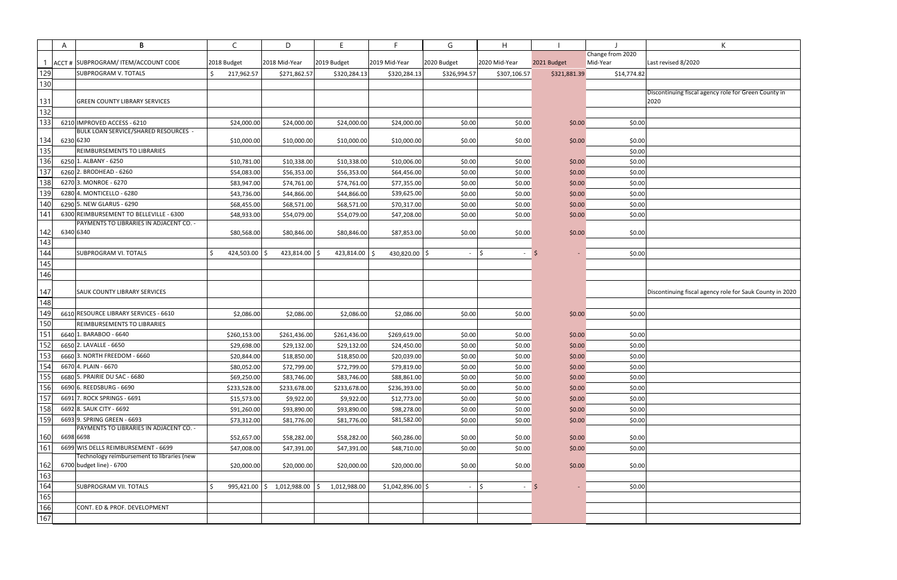| | A | B | C | D | E | F | G | H | I | J | K |
|---|---|---|---|---|---|---|---|---|---|---|---|
| 1 | ACCT # | SUBPROGRAM/ ITEM/ACCOUNT CODE | 2018 Budget | 2018 Mid-Year | 2019 Budget | 2019 Mid-Year | 2020 Budget | 2020 Mid-Year | 2021 Budget | Change from 2020 Mid-Year | Last revised 8/2020 |
| 129 | | SUBPROGRAM V. TOTALS | $ 217,962.57 | $271,862.57 | $320,284.13 | $320,284.13 | $326,994.57 | $307,106.57 | $321,881.39 | $14,774.82 | |
| 130 | | | | | | | | | | | |
| 131 | | GREEN COUNTY LIBRARY SERVICES | | | | | | | | | Discontinuing fiscal agency role for Green County in 2020 |
| 132 | | | | | | | | | | | |
| 133 | 6210 | IMPROVED ACCESS - 6210 | $24,000.00 | $24,000.00 | $24,000.00 | $24,000.00 | $0.00 | $0.00 | $0.00 | $0.00 | |
| 134 | 6230 | BULK LOAN SERVICE/SHARED RESOURCES - 6230 | $10,000.00 | $10,000.00 | $10,000.00 | $10,000.00 | $0.00 | $0.00 | $0.00 | $0.00 | |
| 135 | | REIMBURSEMENTS TO LIBRARIES | | | | | | | | $0.00 | |
| 136 | 6250 | 1. ALBANY - 6250 | $10,781.00 | $10,338.00 | $10,338.00 | $10,006.00 | $0.00 | $0.00 | $0.00 | $0.00 | |
| 137 | 6260 | 2. BRODHEAD - 6260 | $54,083.00 | $56,353.00 | $56,353.00 | $64,456.00 | $0.00 | $0.00 | $0.00 | $0.00 | |
| 138 | 6270 | 3. MONROE - 6270 | $83,947.00 | $74,761.00 | $74,761.00 | $77,355.00 | $0.00 | $0.00 | $0.00 | $0.00 | |
| 139 | 6280 | 4. MONTICELLO - 6280 | $43,736.00 | $44,866.00 | $44,866.00 | $39,625.00 | $0.00 | $0.00 | $0.00 | $0.00 | |
| 140 | 6290 | 5. NEW GLARUS - 6290 | $68,455.00 | $68,571.00 | $68,571.00 | $70,317.00 | $0.00 | $0.00 | $0.00 | $0.00 | |
| 141 | 6300 | REIMBURSEMENT TO BELLEVILLE - 6300 | $48,933.00 | $54,079.00 | $54,079.00 | $47,208.00 | $0.00 | $0.00 | $0.00 | $0.00 | |
| 142 | 6340 | PAYMENTS TO LIBRARIES IN ADJACENT CO. - 6340 | $80,568.00 | $80,846.00 | $80,846.00 | $87,853.00 | $0.00 | $0.00 | $0.00 | $0.00 | |
| 143 | | | | | | | | | | | |
| 144 | | SUBPROGRAM VI. TOTALS | $ 424,503.00 | $ 423,814.00 | $ 423,814.00 | $ 430,820.00 | $ - | $ - | $ - | $0.00 | |
| 145 | | | | | | | | | | | |
| 146 | | | | | | | | | | | |
| 147 | | SAUK COUNTY LIBRARY SERVICES | | | | | | | | | Discontinuing fiscal agency role for Sauk County in 2020 |
| 148 | | | | | | | | | | | |
| 149 | 6610 | RESOURCE LIBRARY SERVICES - 6610 | $2,086.00 | $2,086.00 | $2,086.00 | $2,086.00 | $0.00 | $0.00 | $0.00 | $0.00 | |
| 150 | | REIMBURSEMENTS TO LIBRARIES | | | | | | | | | |
| 151 | 6640 | 1. BARABOO - 6640 | $260,153.00 | $261,436.00 | $261,436.00 | $269,619.00 | $0.00 | $0.00 | $0.00 | $0.00 | |
| 152 | 6650 | 2. LAVALLE - 6650 | $29,698.00 | $29,132.00 | $29,132.00 | $24,450.00 | $0.00 | $0.00 | $0.00 | $0.00 | |
| 153 | 6660 | 3. NORTH FREEDOM - 6660 | $20,844.00 | $18,850.00 | $18,850.00 | $20,039.00 | $0.00 | $0.00 | $0.00 | $0.00 | |
| 154 | 6670 | 4. PLAIN - 6670 | $80,052.00 | $72,799.00 | $72,799.00 | $79,819.00 | $0.00 | $0.00 | $0.00 | $0.00 | |
| 155 | 6680 | 5. PRAIRIE DU SAC - 6680 | $69,250.00 | $83,746.00 | $83,746.00 | $88,861.00 | $0.00 | $0.00 | $0.00 | $0.00 | |
| 156 | 6690 | 6. REEDSBURG - 6690 | $233,528.00 | $233,678.00 | $233,678.00 | $236,393.00 | $0.00 | $0.00 | $0.00 | $0.00 | |
| 157 | 6691 | 7. ROCK SPRINGS - 6691 | $15,573.00 | $9,922.00 | $9,922.00 | $12,773.00 | $0.00 | $0.00 | $0.00 | $0.00 | |
| 158 | 6692 | 8. SAUK CITY - 6692 | $91,260.00 | $93,890.00 | $93,890.00 | $98,278.00 | $0.00 | $0.00 | $0.00 | $0.00 | |
| 159 | 6693 | 9. SPRING GREEN - 6693 | $73,312.00 | $81,776.00 | $81,776.00 | $81,582.00 | $0.00 | $0.00 | $0.00 | $0.00 | |
| 160 | 6698 | PAYMENTS TO LIBRARIES IN ADJACENT CO. - 6698 | $52,657.00 | $58,282.00 | $58,282.00 | $60,286.00 | $0.00 | $0.00 | $0.00 | $0.00 | |
| 161 | 6699 | WIS DELLS REIMBURSEMENT - 6699 | $47,008.00 | $47,391.00 | $47,391.00 | $48,710.00 | $0.00 | $0.00 | $0.00 | $0.00 | |
| 162 | 6700 | Technology reimbursement to libraries (new budget line) - 6700 | $20,000.00 | $20,000.00 | $20,000.00 | $20,000.00 | $0.00 | $0.00 | $0.00 | $0.00 | |
| 163 | | | | | | | | | | | |
| 164 | | SUBPROGRAM VII. TOTALS | $ 995,421.00 | $ 1,012,988.00 | $ 1,012,988.00 | $1,042,896.00 | $ - | $ - | $ - | $0.00 | |
| 165 | | | | | | | | | | | |
| 166 | | CONT. ED & PROF. DEVELOPMENT | | | | | | | | | |
| 167 | | | | | | | | | | | |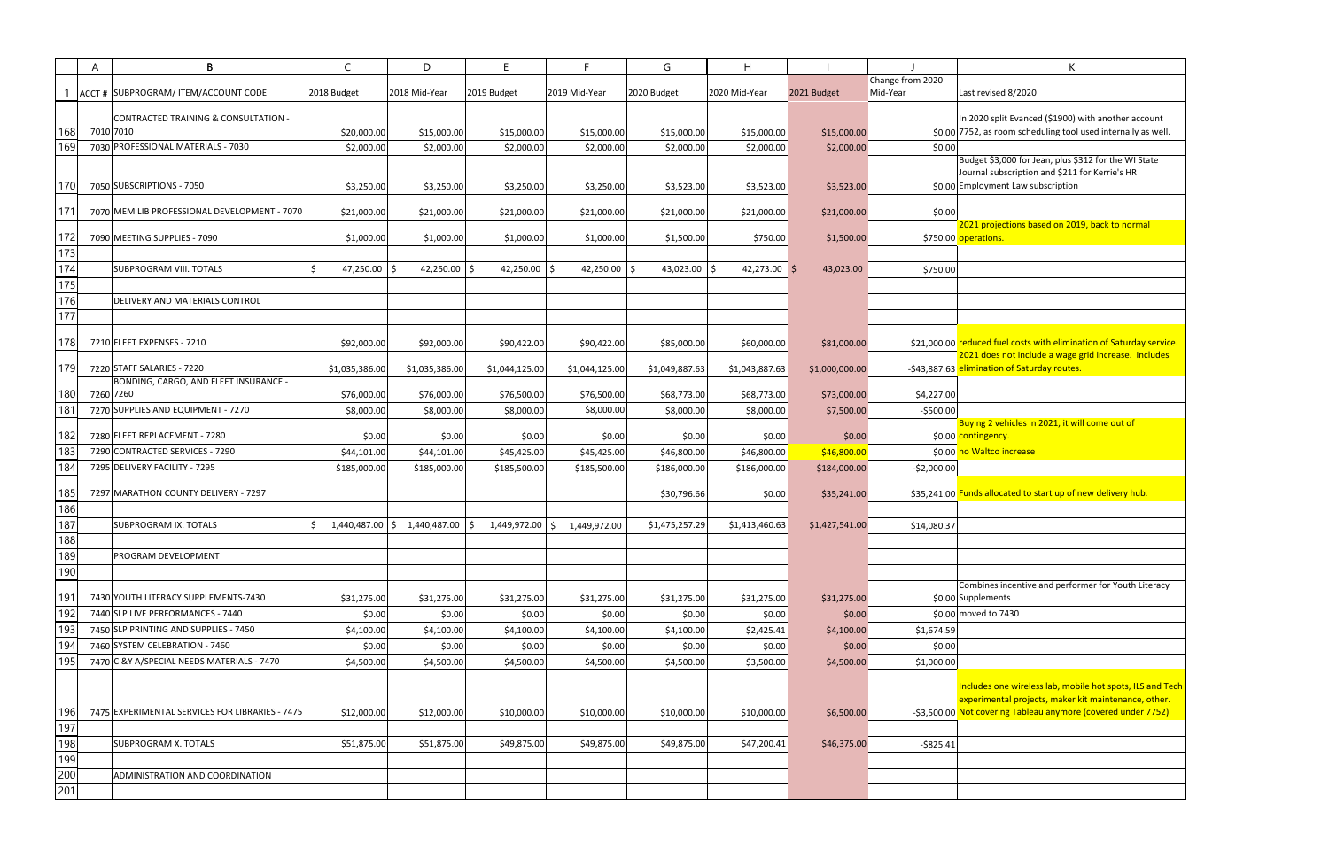| | A | B | C | D | E | F | G | H | I | J | K |
|---|---|---|---|---|---|---|---|---|---|---|---|
| 1 | ACCT # | SUBPROGRAM/ ITEM/ACCOUNT CODE | 2018 Budget | 2018 Mid-Year | 2019 Budget | 2019 Mid-Year | 2020 Budget | 2020 Mid-Year | 2021 Budget | Change from 2020 Mid-Year | Last revised 8/2020 |
| 168 | 7010 | CONTRACTED TRAINING & CONSULTATION - 7010 | $20,000.00 | $15,000.00 | $15,000.00 | $15,000.00 | $15,000.00 | $15,000.00 | $15,000.00 | $0.00 | In 2020 split Evanced ($1900) with another account 7752, as room scheduling tool used internally as well. |
| 169 | 7030 | PROFESSIONAL MATERIALS - 7030 | $2,000.00 | $2,000.00 | $2,000.00 | $2,000.00 | $2,000.00 | $2,000.00 | $2,000.00 | $0.00 | |
| 170 | 7050 | SUBSCRIPTIONS - 7050 | $3,250.00 | $3,250.00 | $3,250.00 | $3,250.00 | $3,523.00 | $3,523.00 | $3,523.00 | $0.00 | Budget $3,000 for Jean, plus $312 for the WI State Journal subscription and $211 for Kerrie's HR Employment Law subscription |
| 171 | 7070 | MEM LIB PROFESSIONAL DEVELOPMENT - 7070 | $21,000.00 | $21,000.00 | $21,000.00 | $21,000.00 | $21,000.00 | $21,000.00 | $21,000.00 | $0.00 | |
| 172 | 7090 | MEETING SUPPLIES - 7090 | $1,000.00 | $1,000.00 | $1,000.00 | $1,000.00 | $1,500.00 | $750.00 | $1,500.00 | $750.00 | 2021 projections based on 2019, back to normal operations. |
| 173 | | | | | | | | | | | |
| 174 | | SUBPROGRAM VIII. TOTALS | $ 47,250.00 | $ 42,250.00 | $ 42,250.00 | $ 42,250.00 | $ 43,023.00 | $ 42,273.00 | $ 43,023.00 | $750.00 | |
| 175 | | | | | | | | | | | |
| 176 | | DELIVERY AND MATERIALS CONTROL | | | | | | | | | |
| 177 | | | | | | | | | | | |
| 178 | 7210 | FLEET EXPENSES - 7210 | $92,000.00 | $92,000.00 | $90,422.00 | $90,422.00 | $85,000.00 | $60,000.00 | $81,000.00 | $21,000.00 | reduced fuel costs with elimination of Saturday service. |
| 179 | 7220 | STAFF SALARIES - 7220 | $1,035,386.00 | $1,035,386.00 | $1,044,125.00 | $1,044,125.00 | $1,049,887.63 | $1,043,887.63 | $1,000,000.00 | -$43,887.63 | 2021 does not include a wage grid increase. Includes elimination of Saturday routes. |
| 180 | 7260 | BONDING, CARGO, AND FLEET INSURANCE - 7260 | $76,000.00 | $76,000.00 | $76,500.00 | $76,500.00 | $68,773.00 | $68,773.00 | $73,000.00 | $4,227.00 | |
| 181 | 7270 | SUPPLIES AND EQUIPMENT - 7270 | $8,000.00 | $8,000.00 | $8,000.00 | $8,000.00 | $8,000.00 | $8,000.00 | $7,500.00 | -$500.00 | |
| 182 | 7280 | FLEET REPLACEMENT - 7280 | $0.00 | $0.00 | $0.00 | $0.00 | $0.00 | $0.00 | $0.00 | $0.00 | Buying 2 vehicles in 2021, it will come out of contingency. |
| 183 | 7290 | CONTRACTED SERVICES - 7290 | $44,101.00 | $44,101.00 | $45,425.00 | $45,425.00 | $46,800.00 | $46,800.00 | $46,800.00 | $0.00 | no Waltco increase |
| 184 | 7295 | DELIVERY FACILITY - 7295 | $185,000.00 | $185,000.00 | $185,500.00 | $185,500.00 | $186,000.00 | $186,000.00 | $184,000.00 | -$2,000.00 | |
| 185 | 7297 | MARATHON COUNTY DELIVERY - 7297 | | | | | $30,796.66 | $0.00 | $35,241.00 | $35,241.00 | Funds allocated to start up of new delivery hub. |
| 186 | | | | | | | | | | | |
| 187 | | SUBPROGRAM IX. TOTALS | $ 1,440,487.00 | $ 1,440,487.00 | $ 1,449,972.00 | $ 1,449,972.00 | $1,475,257.29 | $1,413,460.63 | $1,427,541.00 | $14,080.37 | |
| 188 | | | | | | | | | | | |
| 189 | | PROGRAM DEVELOPMENT | | | | | | | | | |
| 190 | | | | | | | | | | | |
| 191 | 7430 | YOUTH LITERACY SUPPLEMENTS-7430 | $31,275.00 | $31,275.00 | $31,275.00 | $31,275.00 | $31,275.00 | $31,275.00 | $31,275.00 | $0.00 | Combines incentive and performer for Youth Literacy Supplements |
| 192 | 7440 | SLP LIVE PERFORMANCES - 7440 | $0.00 | $0.00 | $0.00 | $0.00 | $0.00 | $0.00 | $0.00 | $0.00 | moved to 7430 |
| 193 | 7450 | SLP PRINTING AND SUPPLIES - 7450 | $4,100.00 | $4,100.00 | $4,100.00 | $4,100.00 | $4,100.00 | $2,425.41 | $4,100.00 | $1,674.59 | |
| 194 | 7460 | SYSTEM CELEBRATION - 7460 | $0.00 | $0.00 | $0.00 | $0.00 | $0.00 | $0.00 | $0.00 | $0.00 | |
| 195 | 7470 | C &Y A/SPECIAL NEEDS MATERIALS - 7470 | $4,500.00 | $4,500.00 | $4,500.00 | $4,500.00 | $4,500.00 | $3,500.00 | $4,500.00 | $1,000.00 | |
| 196 | 7475 | EXPERIMENTAL SERVICES FOR LIBRARIES - 7475 | $12,000.00 | $12,000.00 | $10,000.00 | $10,000.00 | $10,000.00 | $10,000.00 | $6,500.00 | -$3,500.00 | Includes one wireless lab, mobile hot spots, ILS and Tech experimental projects, maker kit maintenance, other. Not covering Tableau anymore (covered under 7752) |
| 197 | | | | | | | | | | | |
| 198 | | SUBPROGRAM X. TOTALS | $51,875.00 | $51,875.00 | $49,875.00 | $49,875.00 | $49,875.00 | $47,200.41 | $46,375.00 | -$825.41 | |
| 199 | | | | | | | | | | | |
| 200 | | ADMINISTRATION AND COORDINATION | | | | | | | | | |
| 201 | | | | | | | | | | | |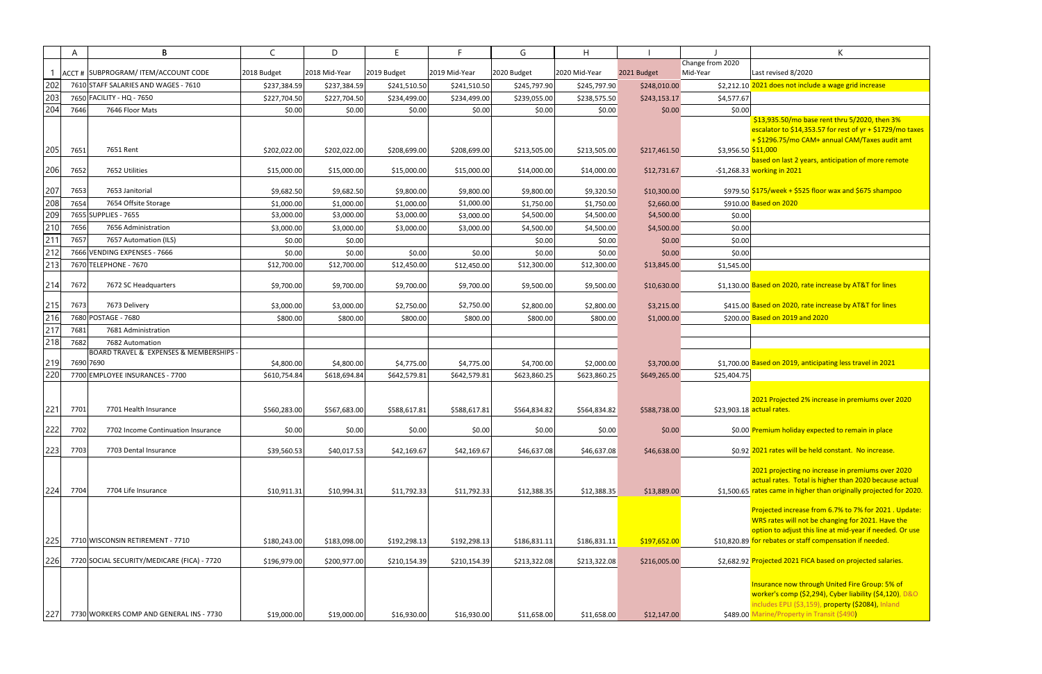| | A | B | C | D | E | F | G | H | I | J | K |
|---|---|---|---|---|---|---|---|---|---|---|---|
| 1 | ACCT # | SUBPROGRAM/ ITEM/ACCOUNT CODE | 2018 Budget | 2018 Mid-Year | 2019 Budget | 2019 Mid-Year | 2020 Budget | 2020 Mid-Year | 2021 Budget | Change from 2020 Mid-Year | Last revised 8/2020 |
| 202 | 7610 | STAFF SALARIES AND WAGES - 7610 | $237,384.59 | $237,384.59 | $241,510.50 | $241,510.50 | $245,797.90 | $245,797.90 | $248,010.00 | $2,212.10 | 2021 does not include a wage grid increase |
| 203 | 7650 | FACILITY - HQ - 7650 | $227,704.50 | $227,704.50 | $234,499.00 | $234,499.00 | $239,055.00 | $238,575.50 | $243,153.17 | $4,577.67 | |
| 204 | 7646 | 7646 Floor Mats | $0.00 | $0.00 | $0.00 | $0.00 | $0.00 | $0.00 | $0.00 | $0.00 | |
| 205 | 7651 | 7651 Rent | $202,022.00 | $202,022.00 | $208,699.00 | $208,699.00 | $213,505.00 | $213,505.00 | $217,461.50 | $3,956.50 | $13,935.50/mo base rent thru 5/2020, then 3% escalator to $14,353.57 for rest of yr + $1729/mo taxes + $1296.75/mo CAM+ annual CAM/Taxes audit amt $11,000 |
| 206 | 7652 | 7652 Utilities | $15,000.00 | $15,000.00 | $15,000.00 | $15,000.00 | $14,000.00 | $14,000.00 | $12,731.67 | -$1,268.33 | based on last 2 years, anticipation of more remote working in 2021 |
| 207 | 7653 | 7653 Janitorial | $9,682.50 | $9,682.50 | $9,800.00 | $9,800.00 | $9,800.00 | $9,320.50 | $10,300.00 | $979.50 | $175/week + $525 floor wax and $675 shampoo |
| 208 | 7654 | 7654 Offsite Storage | $1,000.00 | $1,000.00 | $1,000.00 | $1,000.00 | $1,750.00 | $1,750.00 | $2,660.00 | $910.00 | Based on 2020 |
| 209 | 7655 | SUPPLIES - 7655 | $3,000.00 | $3,000.00 | $3,000.00 | $3,000.00 | $4,500.00 | $4,500.00 | $4,500.00 | $0.00 | |
| 210 | 7656 | 7656 Administration | $3,000.00 | $3,000.00 | $3,000.00 | $3,000.00 | $4,500.00 | $4,500.00 | $4,500.00 | $0.00 | |
| 211 | 7657 | 7657 Automation (ILS) | $0.00 | $0.00 | | | $0.00 | $0.00 | $0.00 | $0.00 | |
| 212 | 7666 | VENDING EXPENSES - 7666 | $0.00 | $0.00 | $0.00 | $0.00 | $0.00 | $0.00 | $0.00 | $0.00 | |
| 213 | 7670 | TELEPHONE - 7670 | $12,700.00 | $12,700.00 | $12,450.00 | $12,450.00 | $12,300.00 | $12,300.00 | $13,845.00 | $1,545.00 | |
| 214 | 7672 | 7672 SC Headquarters | $9,700.00 | $9,700.00 | $9,700.00 | $9,700.00 | $9,500.00 | $9,500.00 | $10,630.00 | $1,130.00 | Based on 2020, rate increase by AT&T for lines |
| 215 | 7673 | 7673 Delivery | $3,000.00 | $3,000.00 | $2,750.00 | $2,750.00 | $2,800.00 | $2,800.00 | $3,215.00 | $415.00 | Based on 2020, rate increase by AT&T for lines |
| 216 | 7680 | POSTAGE - 7680 | $800.00 | $800.00 | $800.00 | $800.00 | $800.00 | $800.00 | $1,000.00 | $200.00 | Based on 2019 and 2020 |
| 217 | 7681 | 7681 Administration | | | | | | | | | |
| 218 | 7682 | 7682 Automation | | | | | | | | | |
| 219 | 7690 | BOARD TRAVEL & EXPENSES & MEMBERSHIPS - 7690 | $4,800.00 | $4,800.00 | $4,775.00 | $4,775.00 | $4,700.00 | $2,000.00 | $3,700.00 | $1,700.00 | Based on 2019, anticipating less travel in 2021 |
| 220 | 7700 | EMPLOYEE INSURANCES - 7700 | $610,754.84 | $618,694.84 | $642,579.81 | $642,579.81 | $623,860.25 | $623,860.25 | $649,265.00 | $25,404.75 | |
| 221 | 7701 | 7701 Health Insurance | $560,283.00 | $567,683.00 | $588,617.81 | $588,617.81 | $564,834.82 | $564,834.82 | $588,738.00 | $23,903.18 | 2021 Projected 2% increase in premiums over 2020 actual rates. |
| 222 | 7702 | 7702 Income Continuation Insurance | $0.00 | $0.00 | $0.00 | $0.00 | $0.00 | $0.00 | $0.00 | $0.00 | Premium holiday expected to remain in place |
| 223 | 7703 | 7703 Dental Insurance | $39,560.53 | $40,017.53 | $42,169.67 | $42,169.67 | $46,637.08 | $46,637.08 | $46,638.00 | $0.92 | 2021 rates will be held constant. No increase. |
| 224 | 7704 | 7704 Life Insurance | $10,911.31 | $10,994.31 | $11,792.33 | $11,792.33 | $12,388.35 | $12,388.35 | $13,889.00 | $1,500.65 | 2021 projecting no increase in premiums over 2020 actual rates. Total is higher than 2020 because actual rates came in higher than originally projected for 2020. |
| 225 | 7710 | WISCONSIN RETIREMENT - 7710 | $180,243.00 | $183,098.00 | $192,298.13 | $192,298.13 | $186,831.11 | $186,831.11 | $197,652.00 | $10,820.89 | Projected increase from 6.7% to 7% for 2021 . Update: WRS rates will not be changing for 2021. Have the option to adjust this line at mid-year if needed. Or use for rebates or staff compensation if needed. |
| 226 | 7720 | SOCIAL SECURITY/MEDICARE (FICA) - 7720 | $196,979.00 | $200,977.00 | $210,154.39 | $210,154.39 | $213,322.08 | $213,322.08 | $216,005.00 | $2,682.92 | Projected 2021 FICA based on projected salaries. |
| 227 | 7730 | WORKERS COMP AND GENERAL INS - 7730 | $19,000.00 | $19,000.00 | $16,930.00 | $16,930.00 | $11,658.00 | $11,658.00 | $12,147.00 | $489.00 | Insurance now through United Fire Group: 5% of worker's comp ($2,294), Cyber liability ($4,120), D&O includes EPLI ($3,159), property ($2084), Inland Marine/Property in Transit ($490) |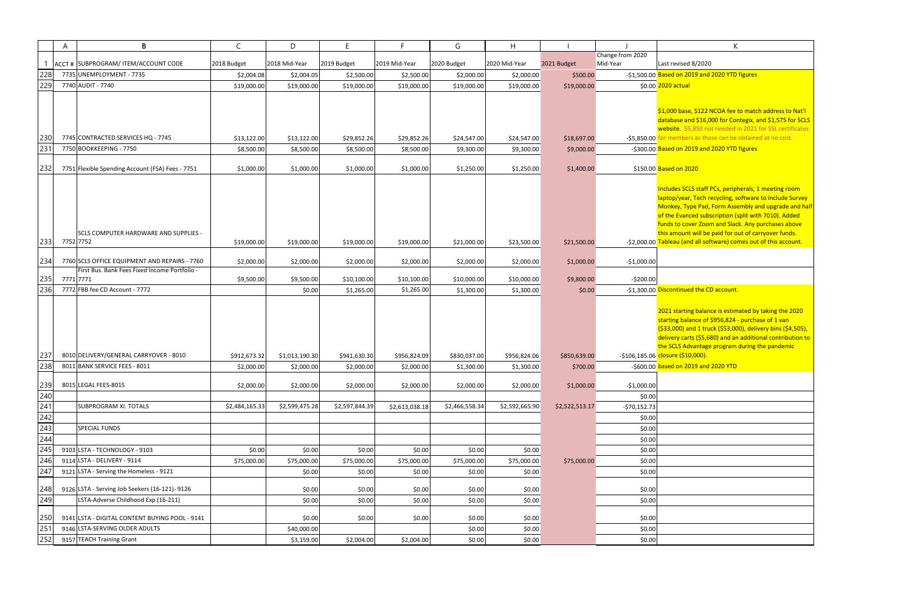| | A | B | C | D | E | F | G | H | I | J | K |
|---|---|---|---|---|---|---|---|---|---|---|---|
| 1 | ACCT # | SUBPROGRAM/ ITEM/ACCOUNT CODE | 2018 Budget | 2018 Mid-Year | 2019 Budget | 2019 Mid-Year | 2020 Budget | 2020 Mid-Year | 2021 Budget | Change from 2020 Mid-Year | Last revised 8/2020 |
| 228 | 7735 | UNEMPLOYMENT - 7735 | $2,004.08 | $2,004.05 | $2,500.00 | $2,500.00 | $2,000.00 | $2,000.00 | $500.00 | -$1,500.00 | Based on 2019 and 2020 YTD figures |
| 229 | 7740 | AUDIT - 7740 | $19,000.00 | $19,000.00 | $19,000.00 | $19,000.00 | $19,000.00 | $19,000.00 | $19,000.00 | $0.00 | 2020 actual |
| 230 | 7745 | CONTRACTED SERVICES HQ - 7745 | $13,122.00 | $13,122.00 | $29,852.26 | $29,852.26 | $24,547.00 | $24,547.00 | $18,697.00 | -$5,850.00 | $1,000 base, $122 NCOA fee to match address to Nat'l database and $16,000 for Contegix, and $1,575 for SCLS website. $5,850 not needed in 2021 for SSL certificates for members as those can be obtained at no cost. |
| 231 | 7750 | BOOKKEEPING - 7750 | $8,500.00 | $8,500.00 | $8,500.00 | $8,500.00 | $9,300.00 | $9,300.00 | $9,000.00 | -$300.00 | Based on 2019 and 2020 YTD figures |
| 232 | 7751 | Flexible Spending Account (FSA) Fees - 7751 | $1,000.00 | $1,000.00 | $1,000.00 | $1,000.00 | $1,250.00 | $1,250.00 | $1,400.00 | $150.00 | Based on 2020 |
| 233 | 7752 | SCLS COMPUTER HARDWARE AND SUPPLIES - 7752 | $19,000.00 | $19,000.00 | $19,000.00 | $19,000.00 | $21,000.00 | $23,500.00 | $21,500.00 | -$2,000.00 | Includes SCLS staff PCs, peripherals, 1 meeting room laptop/year, Tech recycling, software to include Survey Monkey, Type Pad, Form Assembly and upgrade and half of the Evanced subscription (split with 7010). Added funds to cover Zoom and Slack. Any purchases above this amount will be paid for out of carryover funds. Tableau (and all software) comes out of this account. |
| 234 | 7760 | SCLS OFFICE EQUIPMENT AND REPAIRS - 7760 | $2,000.00 | $2,000.00 | $2,000.00 | $2,000.00 | $2,000.00 | $2,000.00 | $1,000.00 | -$1,000.00 | |
| 235 | 7771 | First Bus. Bank Fees Fixed Income Portfolio - 7771 | $9,500.00 | $9,500.00 | $10,100.00 | $10,100.00 | $10,000.00 | $10,000.00 | $9,800.00 | -$200.00 | |
| 236 | 7772 | FBB fee CD Account - 7772 | | $0.00 | $1,265.00 | $1,265.00 | $1,300.00 | $1,300.00 | $0.00 | -$1,300.00 | Discontinued the CD account. |
| 237 | 8010 | DELIVERY/GENERAL CARRYOVER - 8010 | $912,673.32 | $1,013,190.30 | $941,630.30 | $956,824.09 | $830,037.00 | $956,824.06 | $850,639.00 | -$106,185.06 | 2021 starting balance is estimated by taking the 2020 starting balance of $956,824 - purchase of 1 van ($33,000) and 1 truck ($53,000), delivery bins ($4,505), delivery carts ($5,680) and an additional contribution to the SCLS Advantage program during the pandemic closure ($10,000). |
| 238 | 8011 | BANK SERVICE FEES - 8011 | $2,000.00 | $2,000.00 | $2,000.00 | $2,000.00 | $1,300.00 | $1,300.00 | $700.00 | -$600.00 | based on 2019 and 2020 YTD |
| 239 | 8015 | LEGAL FEES-8015 | $2,000.00 | $2,000.00 | $2,000.00 | $2,000.00 | $2,000.00 | $2,000.00 | $1,000.00 | -$1,000.00 | |
| 240 | | | | | | | | | | $0.00 | |
| 241 | | SUBPROGRAM XI. TOTALS | $2,484,165.33 | $2,599,475.28 | $2,597,844.39 | $2,613,038.18 | $2,466,558.34 | $2,592,665.90 | $2,522,513.17 | -$70,152.73 | |
| 242 | | | | | | | | | | $0.00 | |
| 243 | | SPECIAL FUNDS | | | | | | | | $0.00 | |
| 244 | | | | | | | | | | $0.00 | |
| 245 | 9103 | LSTA - TECHNOLOGY - 9103 | $0.00 | $0.00 | $0.00 | $0.00 | $0.00 | $0.00 | | $0.00 | |
| 246 | 9114 | LSTA - DELIVERY - 9114 | $75,000.00 | $75,000.00 | $75,000.00 | $75,000.00 | $75,000.00 | $75,000.00 | $75,000.00 | $0.00 | |
| 247 | 9121 | LSTA - Serving the Homeless - 9121 | | $0.00 | $0.00 | $0.00 | $0.00 | $0.00 | | $0.00 | |
| 248 | 9126 | LSTA - Serving Job Seekers (16-121)- 9126 | | $0.00 | $0.00 | $0.00 | $0.00 | $0.00 | | $0.00 | |
| 249 | | LSTA-Adverse Childhood Exp (16-211) | | $0.00 | $0.00 | $0.00 | $0.00 | $0.00 | | $0.00 | |
| 250 | 9141 | LSTA - DIGITAL CONTENT BUYING POOL - 9141 | | $0.00 | $0.00 | $0.00 | $0.00 | $0.00 | | $0.00 | |
| 251 | 9146 | LSTA-SERVING OLDER ADULTS | | $40,000.00 | | | $0.00 | $0.00 | | $0.00 | |
| 252 | 9157 | TEACH Training Grant | | $3,159.00 | $2,004.00 | $2,004.00 | $0.00 | $0.00 | | $0.00 | |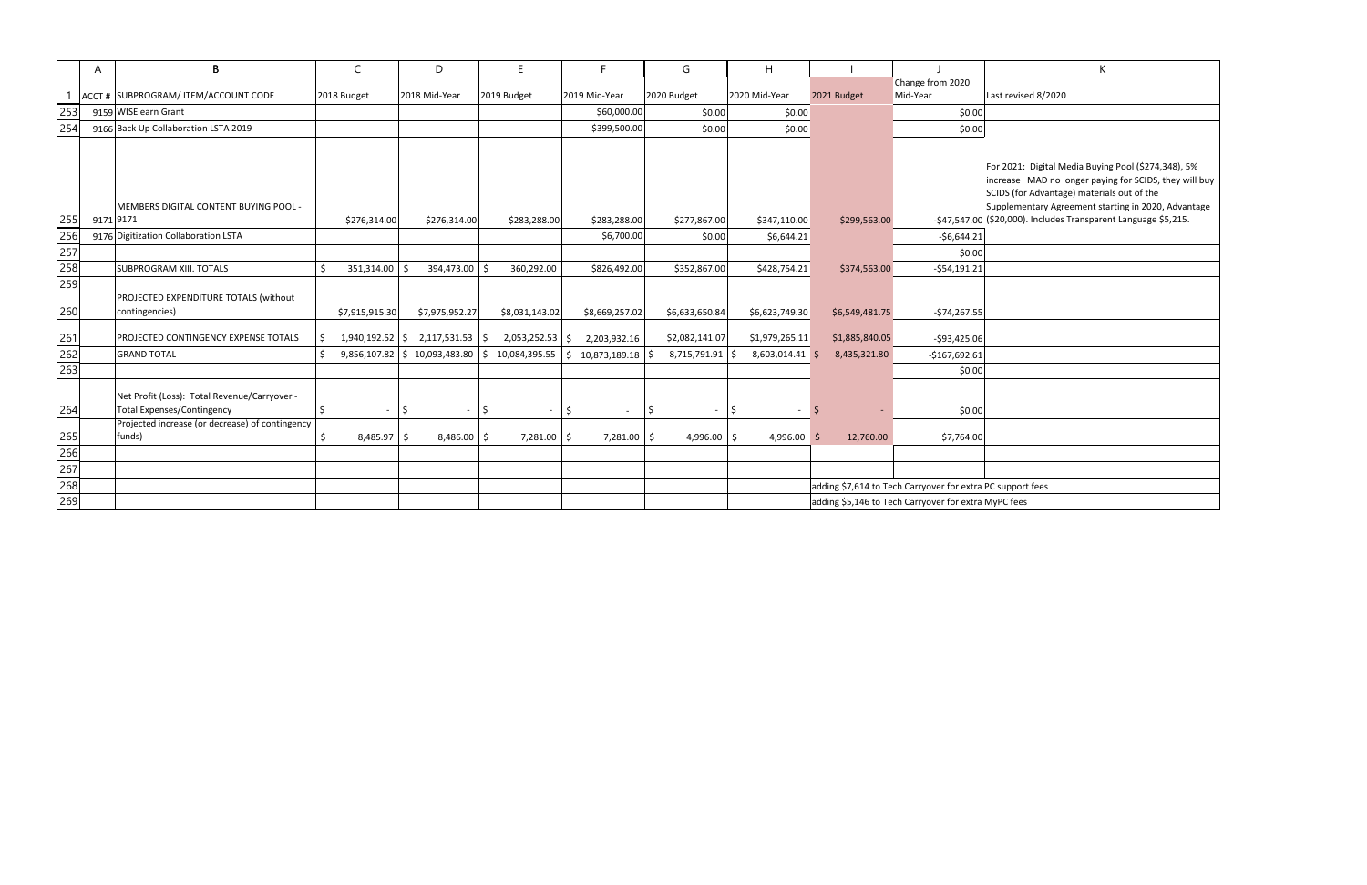| | A | B | C | D | E | F | G | H | I | J | K |
|---|---|---|---|---|---|---|---|---|---|---|---|
| 1 | ACCT # | SUBPROGRAM/ ITEM/ACCOUNT CODE | 2018 Budget | 2018 Mid-Year | 2019 Budget | 2019 Mid-Year | 2020 Budget | 2020 Mid-Year | 2021 Budget | Change from 2020 Mid-Year | Last revised 8/2020 |
| 253 | 9159 | WISElearn Grant | | | | $60,000.00 | $0.00 | $0.00 | | $0.00 | |
| 254 | 9166 | Back Up Collaboration LSTA 2019 | | | | $399,500.00 | $0.00 | $0.00 | | $0.00 | |
| 255 | 9171 | MEMBERS DIGITAL CONTENT BUYING POOL - 9171 | $276,314.00 | $276,314.00 | $283,288.00 | $283,288.00 | $277,867.00 | $347,110.00 | $299,563.00 | -$47,547.00 | For 2021: Digital Media Buying Pool ($274,348), 5% increase MAD no longer paying for SCIDS, they will buy SCIDS (for Advantage) materials out of the Supplementary Agreement starting in 2020, Advantage ($20,000). Includes Transparent Language $5,215. |
| 256 | 9176 | Digitization Collaboration LSTA | | | | $6,700.00 | $0.00 | $6,644.21 | | -$6,644.21 | |
| 257 | | | | | | | | | | $0.00 | |
| 258 | | SUBPROGRAM XIII. TOTALS | $ 351,314.00 | $ 394,473.00 | $ 360,292.00 | $826,492.00 | $352,867.00 | $428,754.21 | $374,563.00 | -$54,191.21 | |
| 259 | | | | | | | | | | | |
| 260 | | PROJECTED EXPENDITURE TOTALS (without contingencies) | $7,915,915.30 | $7,975,952.27 | $8,031,143.02 | $8,669,257.02 | $6,633,650.84 | $6,623,749.30 | $6,549,481.75 | -$74,267.55 | |
| 261 | | PROJECTED CONTINGENCY EXPENSE TOTALS | $ 1,940,192.52 | $ 2,117,531.53 | $ 2,053,252.53 | $ 2,203,932.16 | $2,082,141.07 | $1,979,265.11 | $1,885,840.05 | -$93,425.06 | |
| 262 | | GRAND TOTAL | $ 9,856,107.82 | $ 10,093,483.80 | $ 10,084,395.55 | $ 10,873,189.18 | $ 8,715,791.91 | $ 8,603,014.41 | $ 8,435,321.80 | -$167,692.61 | |
| 263 | | | | | | | | | | $0.00 | |
| 264 | | Net Profit (Loss): Total Revenue/Carryover - Total Expenses/Contingency | $ - | $ - | $ - | $ - | $ - | $ - | $ - | $0.00 | |
| 265 | | Projected increase (or decrease) of contingency funds) | $ 8,485.97 | $ 8,486.00 | $ 7,281.00 | $ 7,281.00 | $ 4,996.00 | $ 4,996.00 | $ 12,760.00 | $7,764.00 | |
| 266 | | | | | | | | | | | |
| 267 | | | | | | | | | | | |
| 268 | | | | | | | | | adding $7,614 to Tech Carryover for extra PC support fees | | |
| 269 | | | | | | | | | adding $5,146 to Tech Carryover for extra MyPC fees | | |